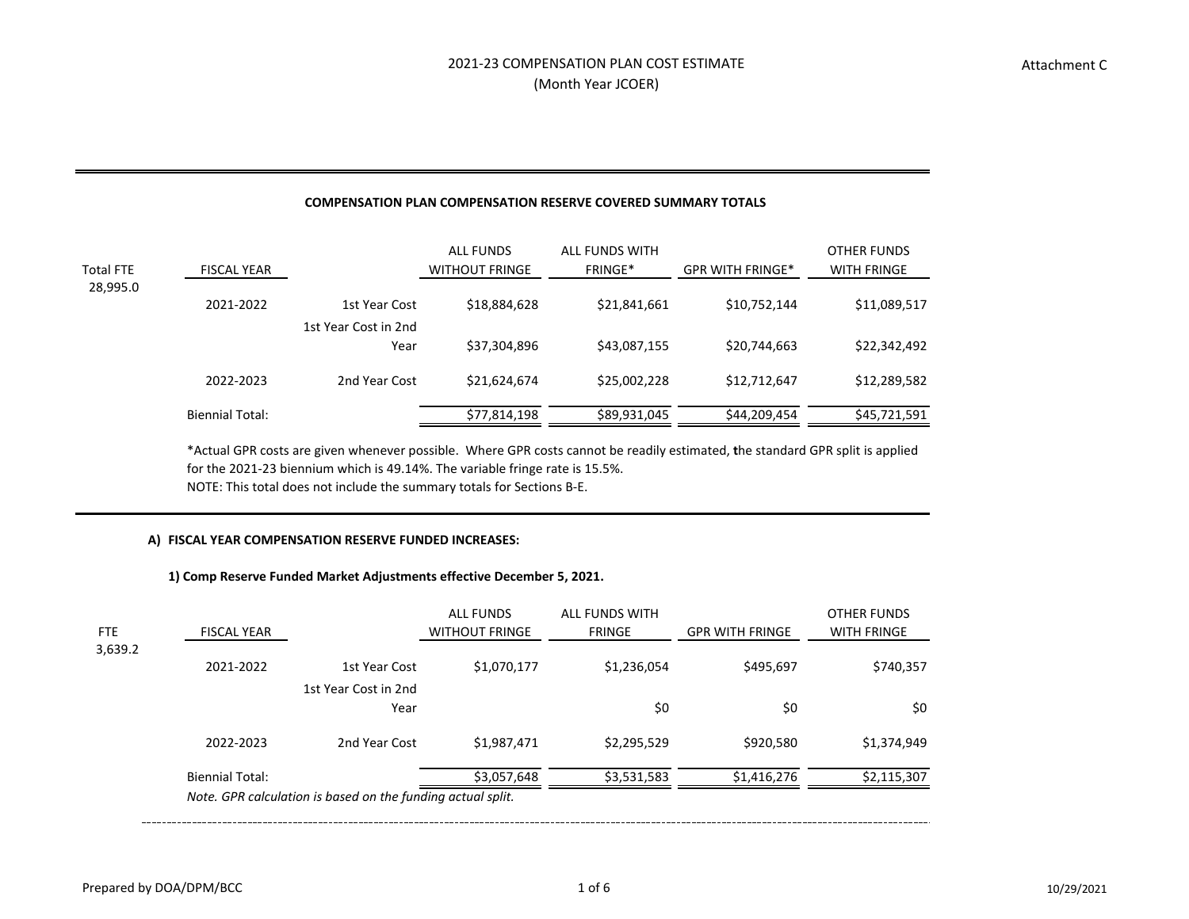# 2021-23 COMPENSATION PLAN COST ESTIMATE
## (Month Year JCOER)

Attachment C

### COMPENSATION PLAN COMPENSATION RESERVE COVERED SUMMARY TOTALS

| Total FTE | FISCAL YEAR | | ALL FUNDS WITHOUT FRINGE | ALL FUNDS WITH FRINGE* | GPR WITH FRINGE* | OTHER FUNDS WITH FRINGE |
|---|---|---|---|---|---|---|
| 28,995.0 | 2021-2022 | 1st Year Cost | $18,884,628 | $21,841,661 | $10,752,144 | $11,089,517 |
| | | 1st Year Cost in 2nd Year | $37,304,896 | $43,087,155 | $20,744,663 | $22,342,492 |
| | 2022-2023 | 2nd Year Cost | $21,624,674 | $25,002,228 | $12,712,647 | $12,289,582 |
| | Biennial Total: | | $77,814,198 | $89,931,045 | $44,209,454 | $45,721,591 |

*Actual GPR costs are given whenever possible. Where GPR costs cannot be readily estimated, the standard GPR split is applied for the 2021-23 biennium which is 49.14%. The variable fringe rate is 15.5%.
NOTE: This total does not include the summary totals for Sections B-E.

### A) FISCAL YEAR COMPENSATION RESERVE FUNDED INCREASES:

#### 1) Comp Reserve Funded Market Adjustments effective December 5, 2021.

| FTE | FISCAL YEAR | | ALL FUNDS WITHOUT FRINGE | ALL FUNDS WITH FRINGE | GPR WITH FRINGE | OTHER FUNDS WITH FRINGE |
|---|---|---|---|---|---|---|
| 3,639.2 | 2021-2022 | 1st Year Cost | $1,070,177 | $1,236,054 | $495,697 | $740,357 |
| | | 1st Year Cost in 2nd Year | | $0 | $0 | $0 |
| | 2022-2023 | 2nd Year Cost | $1,987,471 | $2,295,529 | $920,580 | $1,374,949 |
| | Biennial Total: | | $3,057,648 | $3,531,583 | $1,416,276 | $2,115,307 |

*Note. GPR calculation is based on the funding actual split.*

Prepared by DOA/DPM/BCC

10/29/2021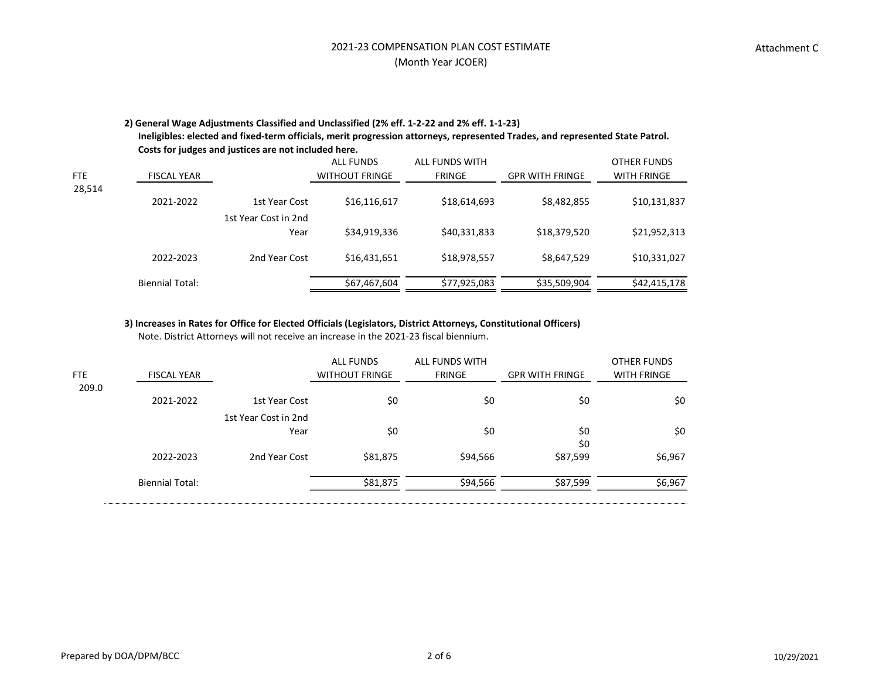2021-23 COMPENSATION PLAN COST ESTIMATE
(Month Year JCOER)

Attachment C

**2) General Wage Adjustments Classified and Unclassified (2% eff. 1-2-22 and 2% eff. 1-1-23)**
**Ineligibles: elected and fixed-term officials, merit progression attorneys, represented Trades, and represented State Patrol.**
**Costs for judges and justices are not included here.**

| FTE | FISCAL YEAR | | ALL FUNDS WITHOUT FRINGE | ALL FUNDS WITH FRINGE | GPR WITH FRINGE | OTHER FUNDS WITH FRINGE |
|---|---|---|---|---|---|---|
| 28,514 | | | | | | |
| | 2021-2022 | 1st Year Cost | $16,116,617 | $18,614,693 | $8,482,855 | $10,131,837 |
| | | 1st Year Cost in 2nd Year | $34,919,336 | $40,331,833 | $18,379,520 | $21,952,313 |
| | 2022-2023 | 2nd Year Cost | $16,431,651 | $18,978,557 | $8,647,529 | $10,331,027 |
| | Biennial Total: | | $67,467,604 | $77,925,083 | $35,509,904 | $42,415,178 |

**3) Increases in Rates for Office for Elected Officials (Legislators, District Attorneys, Constitutional Officers)**
Note. District Attorneys will not receive an increase in the 2021-23 fiscal biennium.

| FTE | FISCAL YEAR | | ALL FUNDS WITHOUT FRINGE | ALL FUNDS WITH FRINGE | GPR WITH FRINGE | OTHER FUNDS WITH FRINGE |
|---|---|---|---|---|---|---|
| 209.0 | | | | | | |
| | 2021-2022 | 1st Year Cost | $0 | $0 | $0 | $0 |
| | | 1st Year Cost in 2nd Year | $0 | $0 | $0<br>$0 | $0 |
| | 2022-2023 | 2nd Year Cost | $81,875 | $94,566 | $87,599 | $6,967 |
| | Biennial Total: | | $81,875 | $94,566 | $87,599 | $6,967 |

Prepared by DOA/DPM/BCC

10/29/2021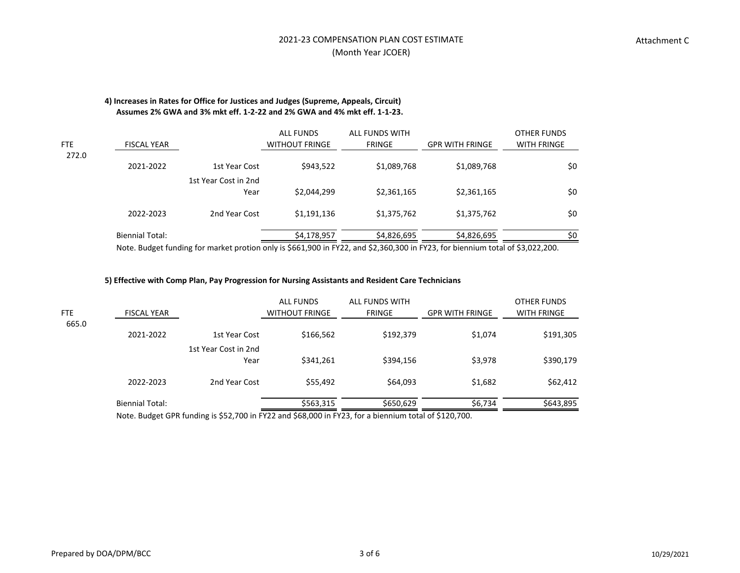# 2021-23 COMPENSATION PLAN COST ESTIMATE
(Month Year JCOER)

Attachment C

**4) Increases in Rates for Office for Justices and Judges (Supreme, Appeals, Circuit)**
**Assumes 2% GWA and 3% mkt eff. 1-2-22 and 2% GWA and 4% mkt eff. 1-1-23.**

| FTE | FISCAL YEAR | | ALL FUNDS WITHOUT FRINGE | ALL FUNDS WITH FRINGE | GPR WITH FRINGE | OTHER FUNDS WITH FRINGE |
|---|---|---|---|---|---|---|
| 272.0 | | | | | | |
| | 2021-2022 | 1st Year Cost | $943,522 | $1,089,768 | $1,089,768 | $0 |
| | | 1st Year Cost in 2nd Year | $2,044,299 | $2,361,165 | $2,361,165 | $0 |
| | 2022-2023 | 2nd Year Cost | $1,191,136 | $1,375,762 | $1,375,762 | $0 |
| | Biennial Total: | | $4,178,957 | $4,826,695 | $4,826,695 | $0 |

Note. Budget funding for market protion only is $661,900 in FY22, and $2,360,300 in FY23, for biennium total of $3,022,200.

**5) Effective with Comp Plan, Pay Progression for Nursing Assistants and Resident Care Technicians**

| FTE | FISCAL YEAR | | ALL FUNDS WITHOUT FRINGE | ALL FUNDS WITH FRINGE | GPR WITH FRINGE | OTHER FUNDS WITH FRINGE |
|---|---|---|---|---|---|---|
| 665.0 | | | | | | |
| | 2021-2022 | 1st Year Cost | $166,562 | $192,379 | $1,074 | $191,305 |
| | | 1st Year Cost in 2nd Year | $341,261 | $394,156 | $3,978 | $390,179 |
| | 2022-2023 | 2nd Year Cost | $55,492 | $64,093 | $1,682 | $62,412 |
| | Biennial Total: | | $563,315 | $650,629 | $6,734 | $643,895 |

Note. Budget GPR funding is $52,700 in FY22 and $68,000 in FY23, for a biennium total of $120,700.

Prepared by DOA/DPM/BCC

10/29/2021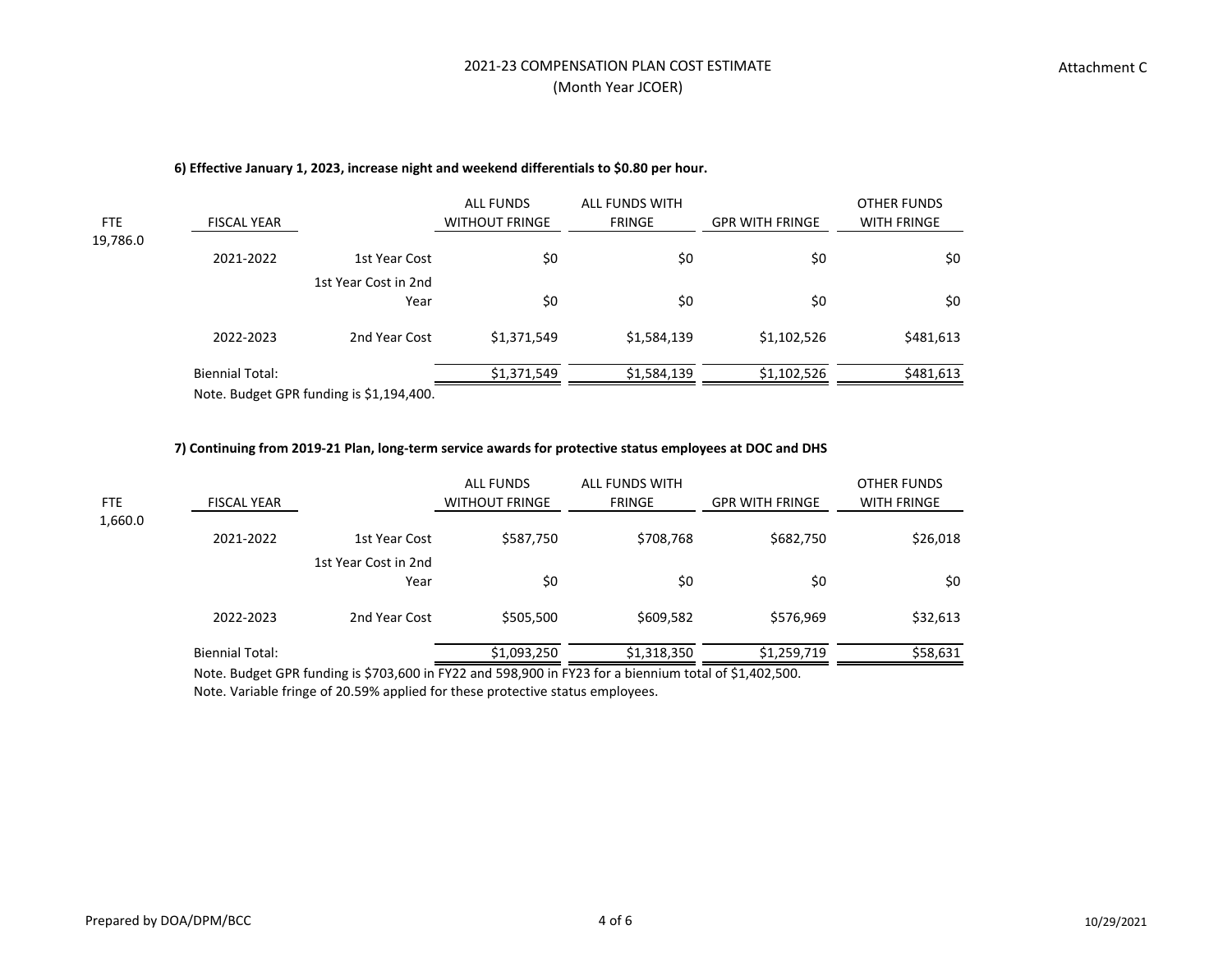# 2021-23 COMPENSATION PLAN COST ESTIMATE
## (Month Year JCOER)

Attachment C

**6) Effective January 1, 2023, increase night and weekend differentials to $0.80 per hour.**

| FTE | FISCAL YEAR | | ALL FUNDS WITHOUT FRINGE | ALL FUNDS WITH FRINGE | GPR WITH FRINGE | OTHER FUNDS WITH FRINGE |
|---|---|---|---|---|---|---|
| 19,786.0 | | | | | | |
| | 2021-2022 | 1st Year Cost | $0 | $0 | $0 | $0 |
| | | 1st Year Cost in 2nd Year | $0 | $0 | $0 | $0 |
| | 2022-2023 | 2nd Year Cost | $1,371,549 | $1,584,139 | $1,102,526 | $481,613 |
| | Biennial Total: | | $1,371,549 | $1,584,139 | $1,102,526 | $481,613 |

Note. Budget GPR funding is $1,194,400.

**7) Continuing from 2019-21 Plan, long-term service awards for protective status employees at DOC and DHS**

| FTE | FISCAL YEAR | | ALL FUNDS WITHOUT FRINGE | ALL FUNDS WITH FRINGE | GPR WITH FRINGE | OTHER FUNDS WITH FRINGE |
|---|---|---|---|---|---|---|
| 1,660.0 | | | | | | |
| | 2021-2022 | 1st Year Cost | $587,750 | $708,768 | $682,750 | $26,018 |
| | | 1st Year Cost in 2nd Year | $0 | $0 | $0 | $0 |
| | 2022-2023 | 2nd Year Cost | $505,500 | $609,582 | $576,969 | $32,613 |
| | Biennial Total: | | $1,093,250 | $1,318,350 | $1,259,719 | $58,631 |

Note. Budget GPR funding is $703,600 in FY22 and 598,900 in FY23 for a biennium total of $1,402,500.

Note. Variable fringe of 20.59% applied for these protective status employees.

Prepared by DOA/DPM/BCC

10/29/2021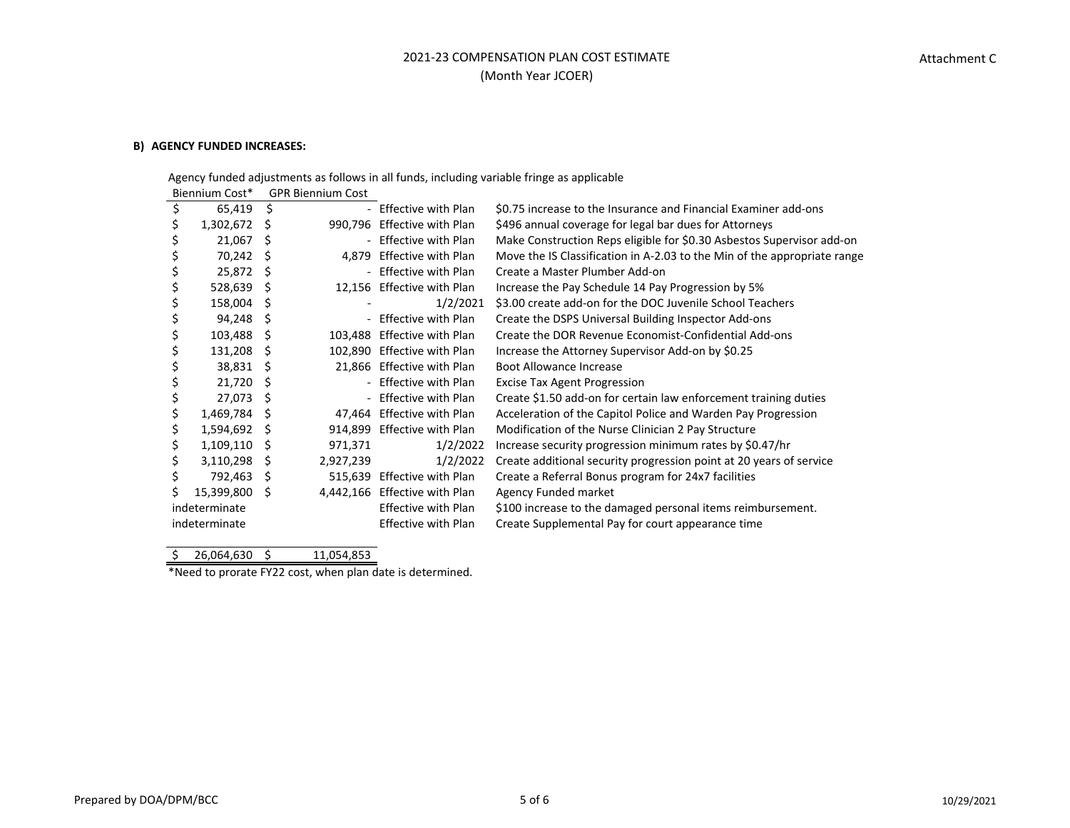2021-23 COMPENSATION PLAN COST ESTIMATE
(Month Year JCOER)

Attachment C

**B) AGENCY FUNDED INCREASES:**

Agency funded adjustments as follows in all funds, including variable fringe as applicable

| Biennium Cost* | GPR Biennium Cost | | |
|---|---|---|---|
| $ 65,419 | $ - | Effective with Plan | $0.75 increase to the Insurance and Financial Examiner add-ons |
| $ 1,302,672 | $ 990,796 | Effective with Plan | $496 annual coverage for legal bar dues for Attorneys |
| $ 21,067 | $ - | Effective with Plan | Make Construction Reps eligible for $0.30 Asbestos Supervisor add-on |
| $ 70,242 | $ 4,879 | Effective with Plan | Move the IS Classification in A-2.03 to the Min of the appropriate range |
| $ 25,872 | $ - | Effective with Plan | Create a Master Plumber Add-on |
| $ 528,639 | $ 12,156 | Effective with Plan | Increase the Pay Schedule 14 Pay Progression by 5% |
| $ 158,004 | $ - | 1/2/2021 | $3.00 create add-on for the DOC Juvenile School Teachers |
| $ 94,248 | $ - | Effective with Plan | Create the DSPS Universal Building Inspector Add-ons |
| $ 103,488 | $ 103,488 | Effective with Plan | Create the DOR Revenue Economist-Confidential Add-ons |
| $ 131,208 | $ 102,890 | Effective with Plan | Increase the Attorney Supervisor Add-on by $0.25 |
| $ 38,831 | $ 21,866 | Effective with Plan | Boot Allowance Increase |
| $ 21,720 | $ - | Effective with Plan | Excise Tax Agent Progression |
| $ 27,073 | $ - | Effective with Plan | Create $1.50 add-on for certain law enforcement training duties |
| $ 1,469,784 | $ 47,464 | Effective with Plan | Acceleration of the Capitol Police and Warden Pay Progression |
| $ 1,594,692 | $ 914,899 | Effective with Plan | Modification of the Nurse Clinician 2 Pay Structure |
| $ 1,109,110 | $ 971,371 | 1/2/2022 | Increase security progression minimum rates by $0.47/hr |
| $ 3,110,298 | $ 2,927,239 | 1/2/2022 | Create additional security progression point at 20 years of service |
| $ 792,463 | $ 515,639 | Effective with Plan | Create a Referral Bonus program for 24x7 facilities |
| $ 15,399,800 | $ 4,442,166 | Effective with Plan | Agency Funded market |
| indeterminate | | Effective with Plan | $100 increase to the damaged personal items reimbursement. |
| indeterminate | | Effective with Plan | Create Supplemental Pay for court appearance time |
| $ 26,064,630 | $ 11,054,853 | | |

*Need to prorate FY22 cost, when plan date is determined.

Prepared by DOA/DPM/BCC

10/29/2021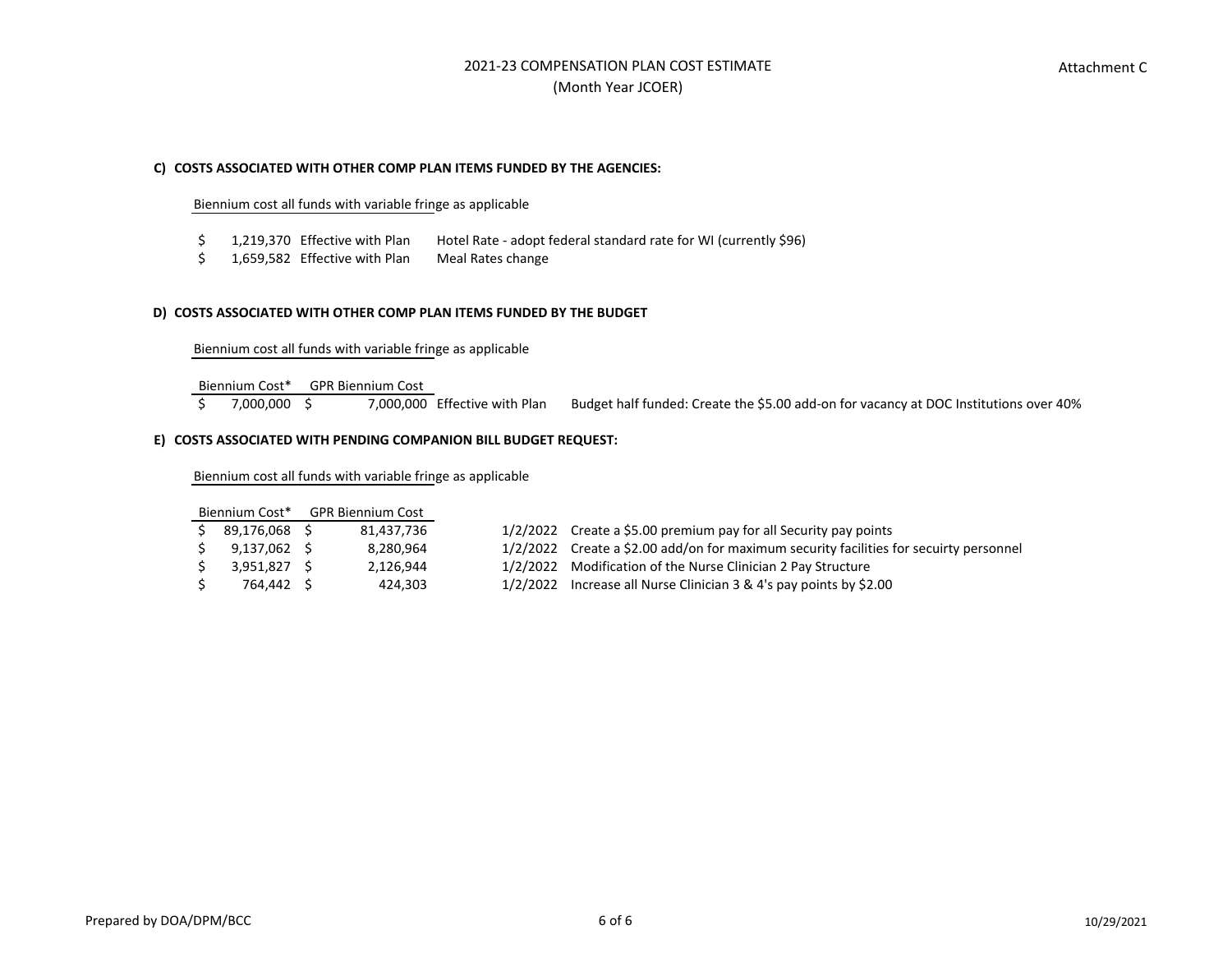# 2021-23 COMPENSATION PLAN COST ESTIMATE
(Month Year JCOER)

Attachment C

**C) COSTS ASSOCIATED WITH OTHER COMP PLAN ITEMS FUNDED BY THE AGENCIES:**

Biennium cost all funds with variable fringe as applicable

| | | |
|---|---|---|
| $ 1,219,370 | Effective with Plan | Hotel Rate - adopt federal standard rate for WI (currently $96) |
| $ 1,659,582 | Effective with Plan | Meal Rates change |

**D) COSTS ASSOCIATED WITH OTHER COMP PLAN ITEMS FUNDED BY THE BUDGET**

Biennium cost all funds with variable fringe as applicable

| Biennium Cost* | GPR Biennium Cost | | |
|---|---|---|---|
| $ 7,000,000 | $ 7,000,000 | Effective with Plan | Budget half funded: Create the $5.00 add-on for vacancy at DOC Institutions over 40% |

**E) COSTS ASSOCIATED WITH PENDING COMPANION BILL BUDGET REQUEST:**

Biennium cost all funds with variable fringe as applicable

| Biennium Cost* | GPR Biennium Cost | | |
|---|---|---|---|
| $ 89,176,068 | $ 81,437,736 | 1/2/2022 | Create a $5.00 premium pay for all Security pay points |
| $ 9,137,062 | $ 8,280,964 | 1/2/2022 | Create a $2.00 add/on for maximum security facilities for secuirty personnel |
| $ 3,951,827 | $ 2,126,944 | 1/2/2022 | Modification of the Nurse Clinician 2 Pay Structure |
| $ 764,442 | $ 424,303 | 1/2/2022 | Increase all Nurse Clinician 3 & 4's pay points by $2.00 |

Prepared by DOA/DPM/BCC

10/29/2021